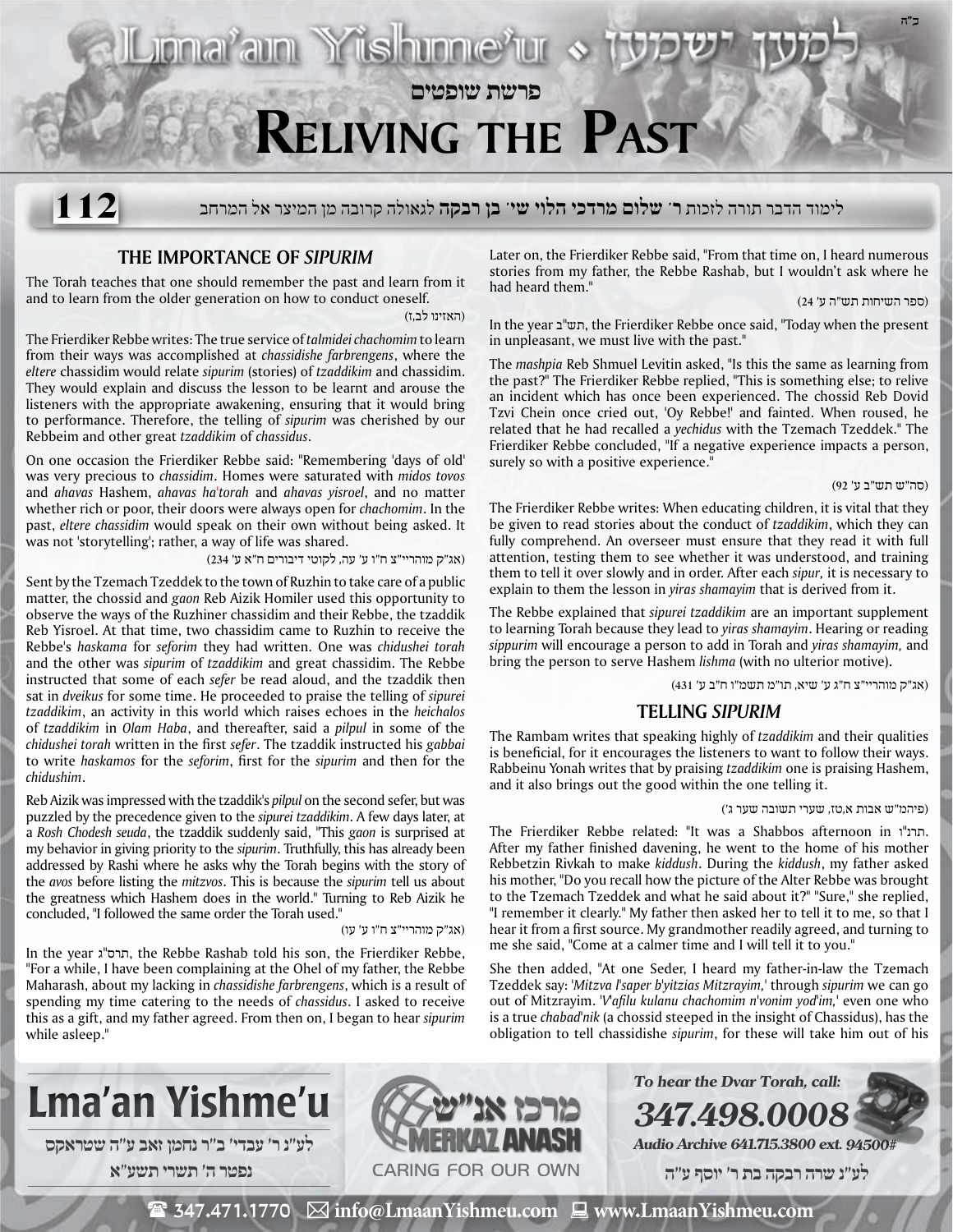# פרשת שופטים

# Reliving the Past

**112**

לימוד הדבר תורה לזכות **ר' שלום מרדכי הלוי שי' בן רבקה** לגאולה קרובה מן המיצר אל המרחב

## THE IMPORTANCE OF *SIPURIM*

The Torah teaches that one should remember the past and learn from it and to learn from the older generation on how to conduct oneself.

(האזינו לב,ז)

The Frierdiker Rebbe writes: The true service of *talmidei chachomim* to learn from their ways was accomplished at *chassidishe farbrengens*, where the *eltere* chassidim would relate *sipurim* (stories) of *tzaddikim* and chassidim. They would explain and discuss the lesson to be learnt and arouse the listeners with the appropriate awakening, ensuring that it would bring to performance. Therefore, the telling of *sipurim* was cherished by our Rebbeim and other great *tzaddikim* of *chassidus*.

On one occasion the Frierdiker Rebbe said: "Remembering 'days of old' was very precious to *chassidim*. Homes were saturated with *midos tovos* and *ahavas* Hashem, *ahavas ha'torah* and *ahavas yisroel*, and no matter whether rich or poor, their doors were always open for *chachomim*. In the past, *eltere chassidim* would speak on their own without being asked. It was not 'storytelling'; rather, a way of life was shared.

(אג"ק מוהריי"צ ח"ו ע' עה, לקוטי דיבורים ח"א ע' 234)

Sent by the Tzemach Tzeddek to the town of Ruzhin to take care of a public matter, the chossid and *gaon* Reb Aizik Homiler used this opportunity to observe the ways of the Ruzhiner chassidim and their Rebbe, the tzaddik Reb Yisroel. At that time, two chassidim came to Ruzhin to receive the Rebbe's *haskama* for *seforim* they had written. One was *chidushei torah* and the other was *sipurim* of *tzaddikim* and great chassidim. The Rebbe instructed that some of each *sefer* be read aloud, and the tzaddik then sat in *dveikus* for some time. He proceeded to praise the telling of *sipurei tzaddikim*, an activity in this world which raises echoes in the *heichalos* of *tzaddikim* in *Olam Haba*, and thereafter, said a *pilpul* in some of the *chidushei torah* written in the first *sefer*. The tzaddik instructed his *gabbai* to write *haskamos* for the *seforim*, first for the *sipurim* and then for the *chidushim*.

Reb Aizik was impressed with the tzaddik's *pilpul* on the second sefer, but was puzzled by the precedence given to the *sipurei tzaddikim*. A few days later, at a *Rosh Chodesh seuda*, the tzaddik suddenly said, "This *gaon* is surprised at my behavior in giving priority to the *sipurim*. Truthfully, this has already been addressed by Rashi where he asks why the Torah begins with the story of the *avos* before listing the *mitzvos*. This is because the *sipurim* tell us about the greatness which Hashem does in the world." Turning to Reb Aizik he concluded, "I followed the same order the Torah used."

(אג"ק מוהריי"צ ח"ו ע' עו)

In the year תרס"ג, the Rebbe Rashab told his son, the Frierdiker Rebbe, "For a while, I have been complaining at the Ohel of my father, the Rebbe Maharash, about my lacking in *chassidishe farbrengens*, which is a result of spending my time catering to the needs of *chassidus*. I asked to receive this as a gift, and my father agreed. From then on, I began to hear *sipurim* while asleep."

Later on, the Frierdiker Rebbe said, "From that time on, I heard numerous stories from my father, the Rebbe Rashab, but I wouldn't ask where he had heard them."

(ספר השיחות תש"ה ע' 24)

In the year תש"ב, the Frierdiker Rebbe once said, "Today when the present in unpleasant, we must live with the past."

The *mashpia* Reb Shmuel Levitin asked, "Is this the same as learning from the past?" The Frierdiker Rebbe replied, "This is something else; to relive an incident which has once been experienced. The chossid Reb Dovid Tzvi Chein once cried out, 'Oy Rebbe!' and fainted. When roused, he related that he had recalled a *yechidus* with the Tzemach Tzeddek." The Frierdiker Rebbe concluded, "If a negative experience impacts a person, surely so with a positive experience."

(סה"ש תש"ב ע' 92)

The Frierdiker Rebbe writes: When educating children, it is vital that they be given to read stories about the conduct of *tzaddikim*, which they can fully comprehend. An overseer must ensure that they read it with full attention, testing them to see whether it was understood, and training them to tell it over slowly and in order. After each *sipur,* it is necessary to explain to them the lesson in *yiras shamayim* that is derived from it.

The Rebbe explained that *sipurei tzaddikim* are an important supplement to learning Torah because they lead to *yiras shamayim*. Hearing or reading *sippurim* will encourage a person to add in Torah and *yiras shamayim,* and bring the person to serve Hashem *lishma* (with no ulterior motive).

(אג"ק מוהריי"צ ח"ג ע' שיא, תו"מ תשמ"ו ח"ב ע' 431)

## TELLING *SIPURIM*

The Rambam writes that speaking highly of *tzaddikim* and their qualities is beneficial, for it encourages the listeners to want to follow their ways. Rabbeinu Yonah writes that by praising *tzaddikim* one is praising Hashem, and it also brings out the good within the one telling it.

(פיהמ"ש אבות א,טז, שערי תשובה שער ג')

The Frierdiker Rebbe related: "It was a Shabbos afternoon in תרנ"ו. After my father finished davening, he went to the home of his mother Rebbetzin Rivkah to make *kiddush*. During the *kiddush*, my father asked his mother, "Do you recall how the picture of the Alter Rebbe was brought to the Tzemach Tzeddek and what he said about it?" "Sure," she replied, "I remember it clearly." My father then asked her to tell it to me, so that I hear it from a first source. My grandmother readily agreed, and turning to me she said, "Come at a calmer time and I will tell it to you."

She then added, "At one Seder, I heard my father-in-law the Tzemach Tzeddek say: '*Mitzva l'saper b'yitzias Mitzrayim*,' through *sipurim* we can go out of Mitzrayim. '*V'afilu kulanu chachomim n'vonim yod'im*,' even one who is a true *chabad'nik* (a chossid steeped in the insight of Chassidus), has the obligation to tell chassidishe *sipurim*, for these will take him out of his

---

**Lma'an Yishme'u**

לע"נ ר' עבדי' ב"ר נחמן זאב ע"ה שטראקס
נפטר ה' תשרי תשע"א

מרכז אנ"ש — MERKAZ ANASH — CARING FOR OUR OWN

*To hear the Dvar Torah, call:*
*347.498.0008*
*Audio Archive 641.715.3800 ext. 94500#*

לע"נ שרה רבקה בת ר' יוסף ע"ה

347.471.1770 | info@LmaanYishmeu.com | www.LmaanYishmeu.com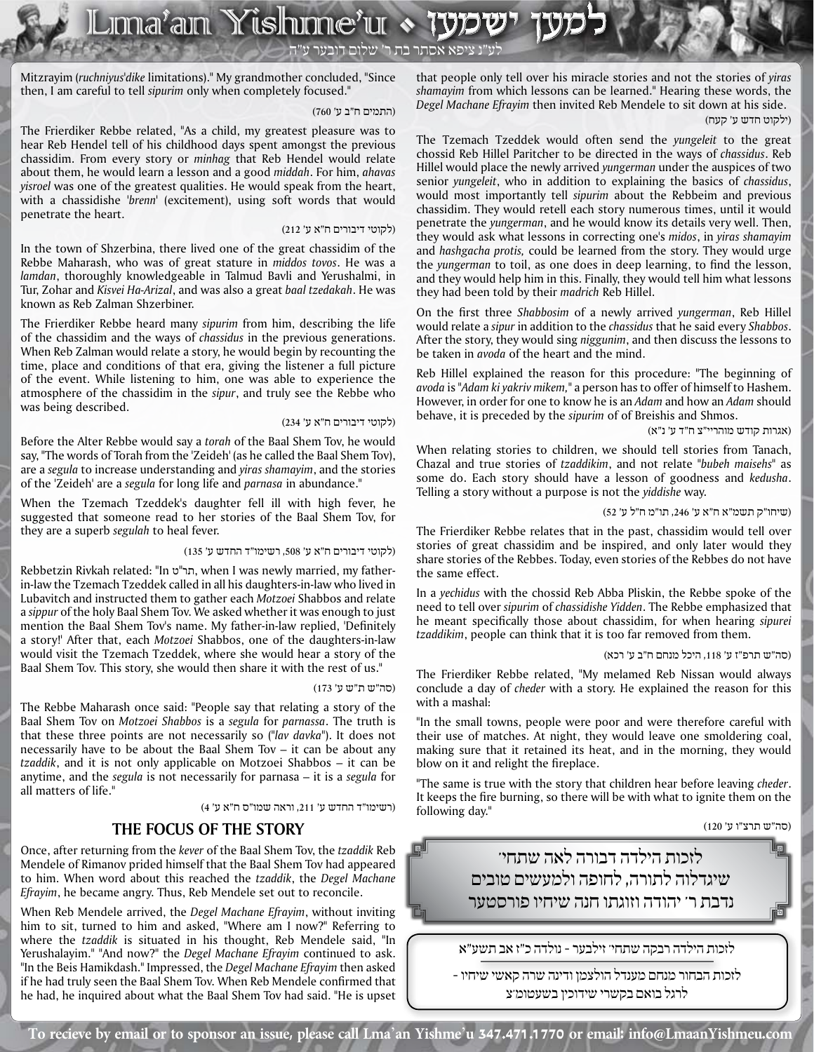Mitzrayim (*ruchniyus'dike* limitations)." My grandmother concluded, "Since then, I am careful to tell *sipurim* only when completely focused."

(התמים ח"ב ע' 760)

The Frierdiker Rebbe related, "As a child, my greatest pleasure was to hear Reb Hendel tell of his childhood days spent amongst the previous chassidim. From every story or *minhag* that Reb Hendel would relate about them, he would learn a lesson and a good *middah*. For him, *ahavas yisroel* was one of the greatest qualities. He would speak from the heart, with a chassidishe '*brenn*' (excitement), using soft words that would penetrate the heart.

(לקוטי דיבורים ח"א ע' 212)

In the town of Shzerbina, there lived one of the great chassidim of the Rebbe Maharash, who was of great stature in *middos tovos*. He was a *lamdan*, thoroughly knowledgeable in Talmud Bavli and Yerushalmi, in Tur, Zohar and *Kisvei Ha-Arizal*, and was also a great *baal tzedakah*. He was known as Reb Zalman Shzerbiner.

The Frierdiker Rebbe heard many *sipurim* from him, describing the life of the chassidim and the ways of *chassidus* in the previous generations. When Reb Zalman would relate a story, he would begin by recounting the time, place and conditions of that era, giving the listener a full picture of the event. While listening to him, one was able to experience the atmosphere of the chassidim in the *sipur*, and truly see the Rebbe who was being described.

(לקוטי דיבורים ח"א ע' 234)

Before the Alter Rebbe would say a *torah* of the Baal Shem Tov, he would say, "The words of Torah from the 'Zeideh' (as he called the Baal Shem Tov), are a *segula* to increase understanding and *yiras shamayim*, and the stories of the 'Zeideh' are a *segula* for long life and *parnasa* in abundance."

When the Tzemach Tzeddek's daughter fell ill with high fever, he suggested that someone read to her stories of the Baal Shem Tov, for they are a superb *segulah* to heal fever.

(לקוטי דיבורים ח"א ע' 508, רשימו"ד החדש ע' 135)

Rebbetzin Rivkah related: "In תר"ט, when I was newly married, my father-in-law the Tzemach Tzeddek called in all his daughters-in-law who lived in Lubavitch and instructed them to gather each *Motzoei* Shabbos and relate a *sippur* of the holy Baal Shem Tov. We asked whether it was enough to just mention the Baal Shem Tov's name. My father-in-law replied, 'Definitely a story!' After that, each *Motzoei* Shabbos, one of the daughters-in-law would visit the Tzemach Tzeddek, where she would hear a story of the Baal Shem Tov. This story, she would then share it with the rest of us."

(סה"ש ת"ש ע' 173)

The Rebbe Maharash once said: "People say that relating a story of the Baal Shem Tov on *Motzoei Shabbos* is a *segula* for *parnassa*. The truth is that these three points are not necessarily so ("*lav davka*"). It does not necessarily have to be about the Baal Shem Tov – it can be about any *tzaddik*, and it is not only applicable on Motzoei Shabbos – it can be anytime, and the *segula* is not necessarily for parnasa – it is a *segula* for all matters of life."

(רשימו"ד החדש ע' 211, וראה שמו"ס ח"א ע' 4)

## THE FOCUS OF THE STORY

Once, after returning from the *kever* of the Baal Shem Tov, the *tzaddik* Reb Mendele of Rimanov prided himself that the Baal Shem Tov had appeared to him. When word about this reached the *tzaddik*, the *Degel Machane Efrayim*, he became angry. Thus, Reb Mendele set out to reconcile.

When Reb Mendele arrived, the *Degel Machane Efrayim*, without inviting him to sit, turned to him and asked, "Where am I now?" Referring to where the *tzaddik* is situated in his thought, Reb Mendele said, "In Yerushalayim." "And now?" the *Degel Machane Efrayim* continued to ask. "In the Beis Hamikdash." Impressed, the *Degel Machane Efrayim* then asked if he had truly seen the Baal Shem Tov. When Reb Mendele confirmed that he had, he inquired about what the Baal Shem Tov had said. "He is upset that people only tell over his miracle stories and not the stories of *yiras shamayim* from which lessons can be learned." Hearing these words, the *Degel Machane Efrayim* then invited Reb Mendele to sit down at his side.

(ילקוט חדש ע' קעח)

The Tzemach Tzeddek would often send the *yungeleit* to the great chossid Reb Hillel Paritcher to be directed in the ways of *chassidus*. Reb Hillel would place the newly arrived *yungerman* under the auspices of two senior *yungeleit*, who in addition to explaining the basics of *chassidus*, would most importantly tell *sipurim* about the Rebbeim and previous chassidim. They would retell each story numerous times, until it would penetrate the *yungerman*, and he would know its details very well. Then, they would ask what lessons in correcting one's *midos*, in *yiras shamayim* and *hashgacha protis,* could be learned from the story. They would urge the *yungerman* to toil, as one does in deep learning, to find the lesson, and they would help him in this. Finally, they would tell him what lessons they had been told by their *madrich* Reb Hillel.

On the first three *Shabbosim* of a newly arrived *yungerman*, Reb Hillel would relate a *sipur* in addition to the *chassidus* that he said every *Shabbos*. After the story, they would sing *niggunim*, and then discuss the lessons to be taken in *avoda* of the heart and the mind.

Reb Hillel explained the reason for this procedure: "The beginning of *avoda* is "*Adam ki yakriv mikem,*" a person has to offer of himself to Hashem. However, in order for one to know he is an *Adam* and how an *Adam* should behave, it is preceded by the *sipurim* of of Breishis and Shmos.

(אגרות קודש מוהריי"צ ח"ד ע' נ"א)

When relating stories to children, we should tell stories from Tanach, Chazal and true stories of *tzaddikim*, and not relate "*bubeh maisehs*" as some do. Each story should have a lesson of goodness and *kedusha*. Telling a story without a purpose is not the *yiddishe* way.

(שיחו"ק תשמ"א ח"א ע' 246, תו"מ ח"ל ע' 52)

The Frierdiker Rebbe relates that in the past, chassidim would tell over stories of great chassidim and be inspired, and only later would they share stories of the Rebbes. Today, even stories of the Rebbes do not have the same effect.

In a *yechidus* with the chossid Reb Abba Pliskin, the Rebbe spoke of the need to tell over *sipurim* of *chassidishe Yidden*. The Rebbe emphasized that he meant specifically those about chassidim, for when hearing *sipurei tzaddikim*, people can think that it is too far removed from them.

(סה"ש תרפ"ז ע' 118, היכל מנחם ח"ב ע' רכא)

The Frierdiker Rebbe related, "My melamed Reb Nissan would always conclude a day of *cheder* with a story. He explained the reason for this with a mashal:

"In the small towns, people were poor and were therefore careful with their use of matches. At night, they would leave one smoldering coal, making sure that it retained its heat, and in the morning, they would blow on it and relight the fireplace.

"The same is true with the story that children hear before leaving *cheder*. It keeps the fire burning, so there will be with what to ignite them on the following day."

(סה"ש תרצ"ו ע' 120)

לזכות הילדה דבורה לאה שתחי'
שיגדלוה לתורה, לחופה ולמעשים טובים
נדבת ר' יהודה וזוגתו חנה שיחיו פורסטער

לזכות הילדה רבקה שתחי' זילבער - נולדה כ"ז אב תשע"א

לזכות הבחור מנחם מענדל הולצמן ודינה שרה קאשי שיחיו - לרגל בואם בקשרי שידוכין בשעטומ"צ

To recieve by email or to sponsor an issue, please call Lma'an Yishme'u 347.471.1770 or email: info@LmaanYishmeu.com